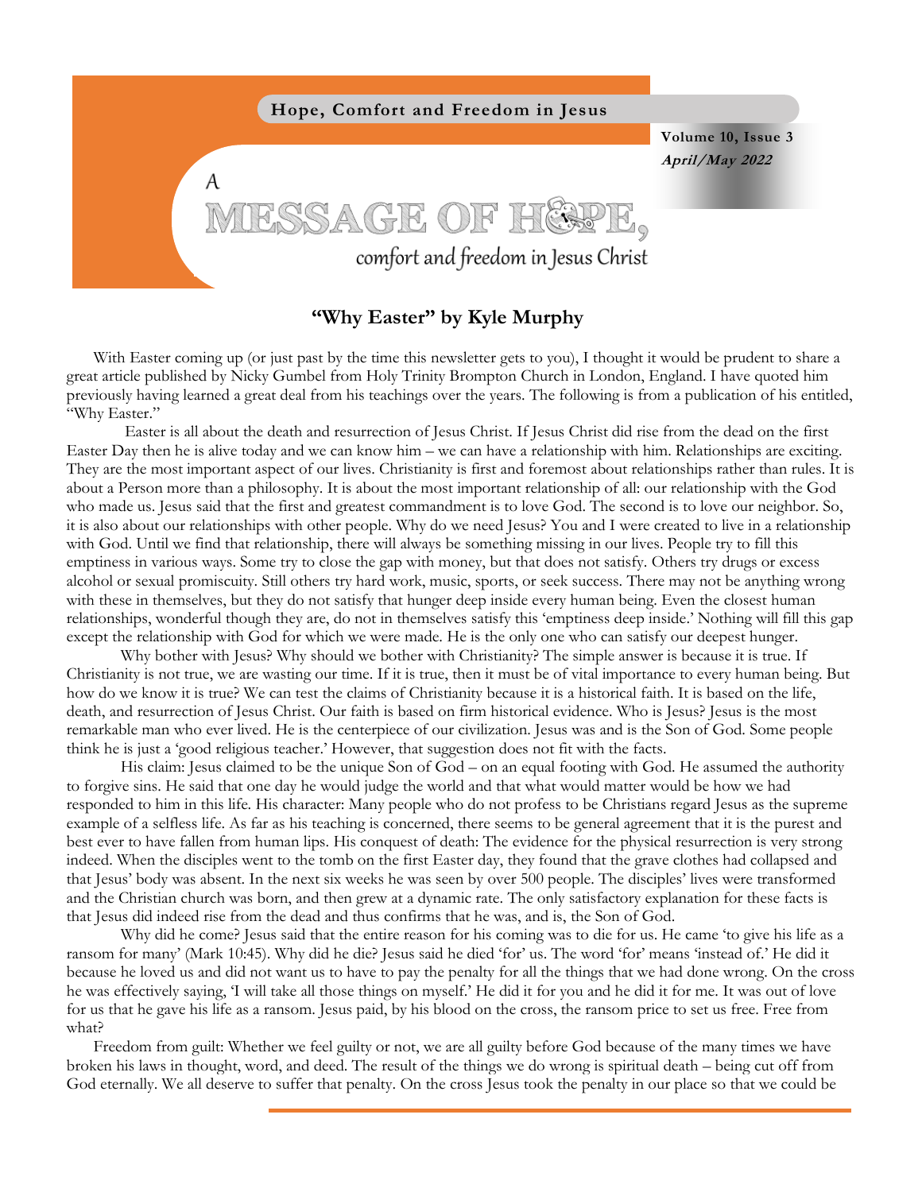Hope, Comfort and Freedom in Jesus

**Volume 10, Issue 3**
***April/May 2022***

# A MESSAGE OF HOPE, comfort and freedom in Jesus Christ

## "Why Easter" by Kyle Murphy

With Easter coming up (or just past by the time this newsletter gets to you), I thought it would be prudent to share a great article published by Nicky Gumbel from Holy Trinity Brompton Church in London, England. I have quoted him previously having learned a great deal from his teachings over the years. The following is from a publication of his entitled, "Why Easter."

Easter is all about the death and resurrection of Jesus Christ. If Jesus Christ did rise from the dead on the first Easter Day then he is alive today and we can know him – we can have a relationship with him. Relationships are exciting. They are the most important aspect of our lives. Christianity is first and foremost about relationships rather than rules. It is about a Person more than a philosophy. It is about the most important relationship of all: our relationship with the God who made us. Jesus said that the first and greatest commandment is to love God. The second is to love our neighbor. So, it is also about our relationships with other people. Why do we need Jesus? You and I were created to live in a relationship with God. Until we find that relationship, there will always be something missing in our lives. People try to fill this emptiness in various ways. Some try to close the gap with money, but that does not satisfy. Others try drugs or excess alcohol or sexual promiscuity. Still others try hard work, music, sports, or seek success. There may not be anything wrong with these in themselves, but they do not satisfy that hunger deep inside every human being. Even the closest human relationships, wonderful though they are, do not in themselves satisfy this 'emptiness deep inside.' Nothing will fill this gap except the relationship with God for which we were made. He is the only one who can satisfy our deepest hunger.

Why bother with Jesus? Why should we bother with Christianity? The simple answer is because it is true. If Christianity is not true, we are wasting our time. If it is true, then it must be of vital importance to every human being. But how do we know it is true? We can test the claims of Christianity because it is a historical faith. It is based on the life, death, and resurrection of Jesus Christ. Our faith is based on firm historical evidence. Who is Jesus? Jesus is the most remarkable man who ever lived. He is the centerpiece of our civilization. Jesus was and is the Son of God. Some people think he is just a 'good religious teacher.' However, that suggestion does not fit with the facts.

His claim: Jesus claimed to be the unique Son of God – on an equal footing with God. He assumed the authority to forgive sins. He said that one day he would judge the world and that what would matter would be how we had responded to him in this life. His character: Many people who do not profess to be Christians regard Jesus as the supreme example of a selfless life. As far as his teaching is concerned, there seems to be general agreement that it is the purest and best ever to have fallen from human lips. His conquest of death: The evidence for the physical resurrection is very strong indeed. When the disciples went to the tomb on the first Easter day, they found that the grave clothes had collapsed and that Jesus' body was absent. In the next six weeks he was seen by over 500 people. The disciples' lives were transformed and the Christian church was born, and then grew at a dynamic rate. The only satisfactory explanation for these facts is that Jesus did indeed rise from the dead and thus confirms that he was, and is, the Son of God.

Why did he come? Jesus said that the entire reason for his coming was to die for us. He came 'to give his life as a ransom for many' (Mark 10:45). Why did he die? Jesus said he died 'for' us. The word 'for' means 'instead of.' He did it because he loved us and did not want us to have to pay the penalty for all the things that we had done wrong. On the cross he was effectively saying, 'I will take all those things on myself.' He did it for you and he did it for me. It was out of love for us that he gave his life as a ransom. Jesus paid, by his blood on the cross, the ransom price to set us free. Free from what?

Freedom from guilt: Whether we feel guilty or not, we are all guilty before God because of the many times we have broken his laws in thought, word, and deed. The result of the things we do wrong is spiritual death – being cut off from God eternally. We all deserve to suffer that penalty. On the cross Jesus took the penalty in our place so that we could be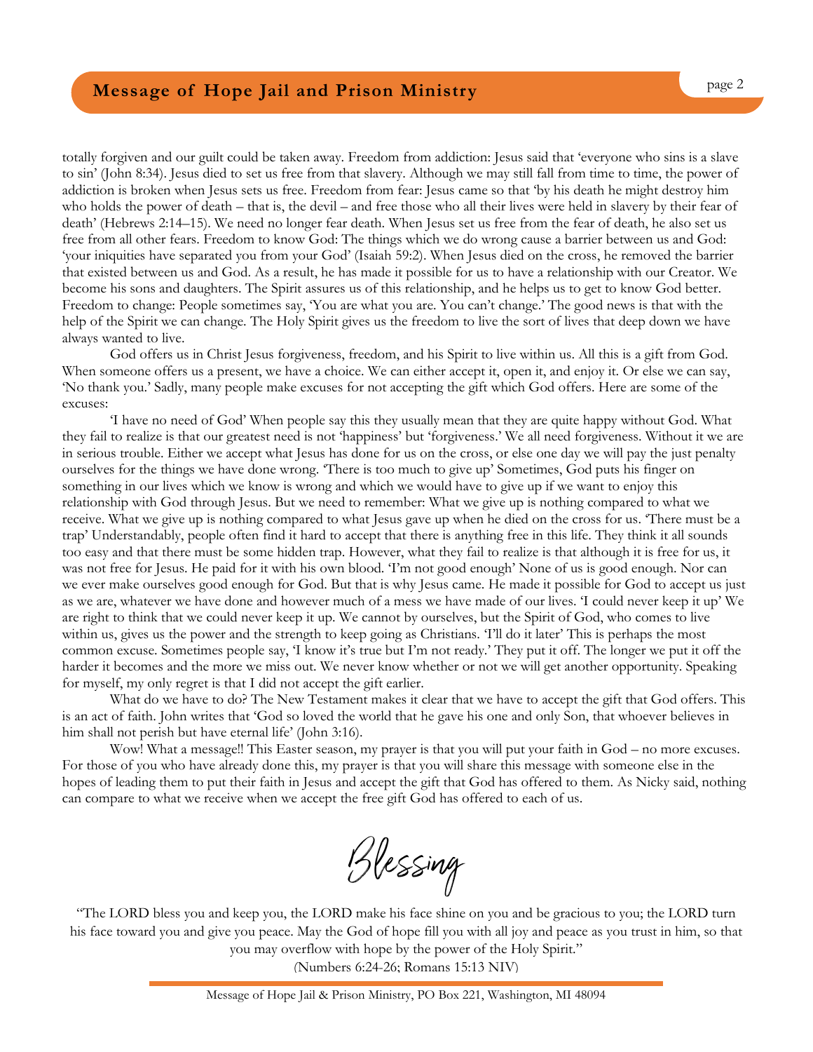totally forgiven and our guilt could be taken away. Freedom from addiction: Jesus said that 'everyone who sins is a slave to sin' (John 8:34). Jesus died to set us free from that slavery. Although we may still fall from time to time, the power of addiction is broken when Jesus sets us free. Freedom from fear: Jesus came so that 'by his death he might destroy him who holds the power of death – that is, the devil – and free those who all their lives were held in slavery by their fear of death' (Hebrews 2:14–15). We need no longer fear death. When Jesus set us free from the fear of death, he also set us free from all other fears. Freedom to know God: The things which we do wrong cause a barrier between us and God: 'your iniquities have separated you from your God' (Isaiah 59:2). When Jesus died on the cross, he removed the barrier that existed between us and God. As a result, he has made it possible for us to have a relationship with our Creator. We become his sons and daughters. The Spirit assures us of this relationship, and he helps us to get to know God better. Freedom to change: People sometimes say, 'You are what you are. You can't change.' The good news is that with the help of the Spirit we can change. The Holy Spirit gives us the freedom to live the sort of lives that deep down we have always wanted to live.

God offers us in Christ Jesus forgiveness, freedom, and his Spirit to live within us. All this is a gift from God. When someone offers us a present, we have a choice. We can either accept it, open it, and enjoy it. Or else we can say, 'No thank you.' Sadly, many people make excuses for not accepting the gift which God offers. Here are some of the excuses:

'I have no need of God' When people say this they usually mean that they are quite happy without God. What they fail to realize is that our greatest need is not 'happiness' but 'forgiveness.' We all need forgiveness. Without it we are in serious trouble. Either we accept what Jesus has done for us on the cross, or else one day we will pay the just penalty ourselves for the things we have done wrong. 'There is too much to give up' Sometimes, God puts his finger on something in our lives which we know is wrong and which we would have to give up if we want to enjoy this relationship with God through Jesus. But we need to remember: What we give up is nothing compared to what we receive. What we give up is nothing compared to what Jesus gave up when he died on the cross for us. 'There must be a trap' Understandably, people often find it hard to accept that there is anything free in this life. They think it all sounds too easy and that there must be some hidden trap. However, what they fail to realize is that although it is free for us, it was not free for Jesus. He paid for it with his own blood. 'I'm not good enough' None of us is good enough. Nor can we ever make ourselves good enough for God. But that is why Jesus came. He made it possible for God to accept us just as we are, whatever we have done and however much of a mess we have made of our lives. 'I could never keep it up' We are right to think that we could never keep it up. We cannot by ourselves, but the Spirit of God, who comes to live within us, gives us the power and the strength to keep going as Christians. 'I'll do it later' This is perhaps the most common excuse. Sometimes people say, 'I know it's true but I'm not ready.' They put it off. The longer we put it off the harder it becomes and the more we miss out. We never know whether or not we will get another opportunity. Speaking for myself, my only regret is that I did not accept the gift earlier.

What do we have to do? The New Testament makes it clear that we have to accept the gift that God offers. This is an act of faith. John writes that 'God so loved the world that he gave his one and only Son, that whoever believes in him shall not perish but have eternal life' (John 3:16).

Wow! What a message!! This Easter season, my prayer is that you will put your faith in God – no more excuses. For those of you who have already done this, my prayer is that you will share this message with someone else in the hopes of leading them to put their faith in Jesus and accept the gift that God has offered to them. As Nicky said, nothing can compare to what we receive when we accept the free gift God has offered to each of us.

## Blessing

"The LORD bless you and keep you, the LORD make his face shine on you and be gracious to you; the LORD turn his face toward you and give you peace. May the God of hope fill you with all joy and peace as you trust in him, so that you may overflow with hope by the power of the Holy Spirit."

(Numbers 6:24-26; Romans 15:13 NIV)

Message of Hope Jail & Prison Ministry, PO Box 221, Washington, MI 48094